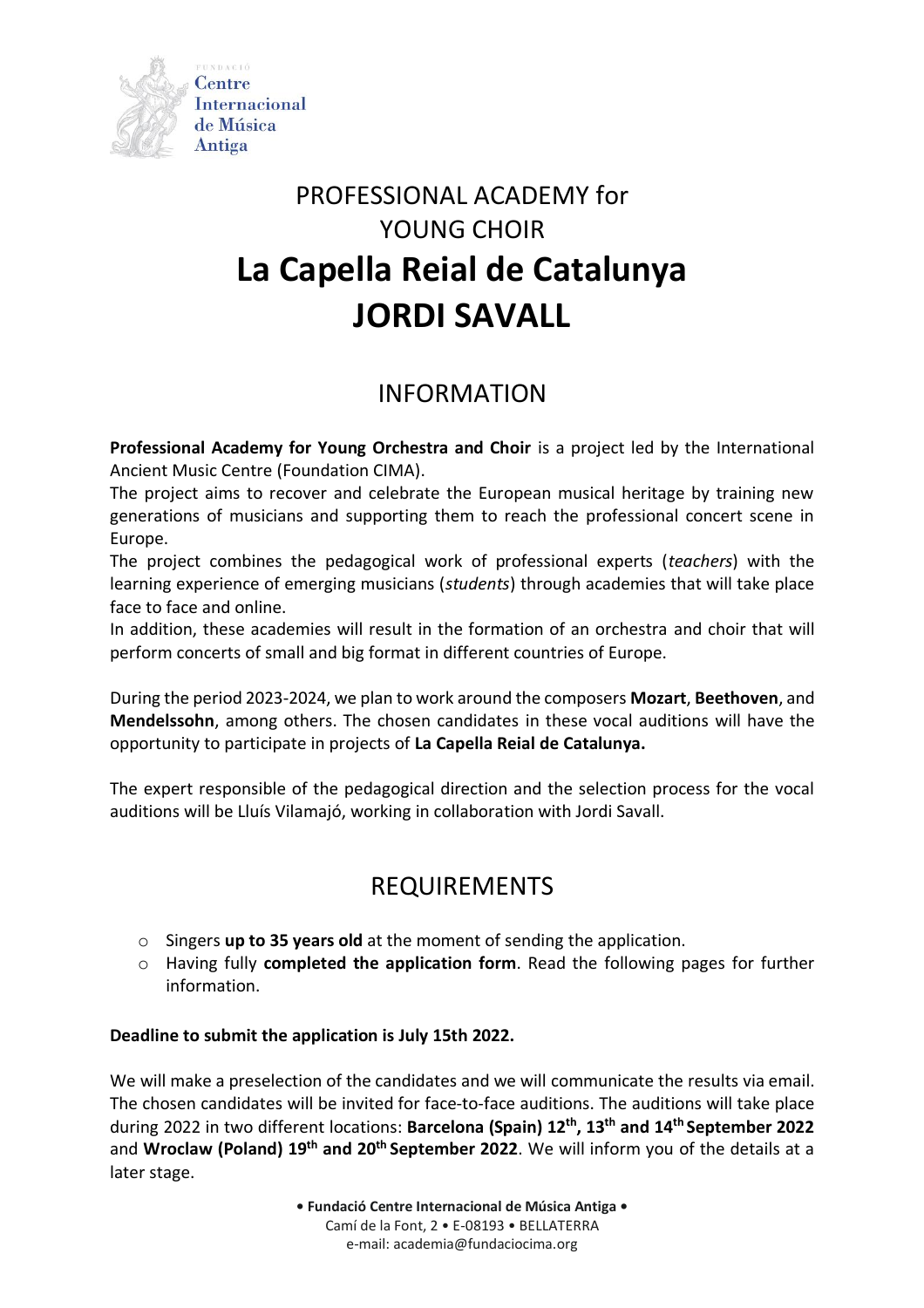FUNDACIÓ
Centre
Internacional
de Música
Antiga

# PROFESSIONAL ACADEMY for YOUNG CHOIR
# La Capella Reial de Catalunya
# JORDI SAVALL

## INFORMATION

**Professional Academy for Young Orchestra and Choir** is a project led by the International Ancient Music Centre (Foundation CIMA).
The project aims to recover and celebrate the European musical heritage by training new generations of musicians and supporting them to reach the professional concert scene in Europe.
The project combines the pedagogical work of professional experts (*teachers*) with the learning experience of emerging musicians (*students*) through academies that will take place face to face and online.
In addition, these academies will result in the formation of an orchestra and choir that will perform concerts of small and big format in different countries of Europe.

During the period 2023-2024, we plan to work around the composers **Mozart**, **Beethoven**, and **Mendelssohn**, among others. The chosen candidates in these vocal auditions will have the opportunity to participate in projects of **La Capella Reial de Catalunya.**

The expert responsible of the pedagogical direction and the selection process for the vocal auditions will be Lluís Vilamajó, working in collaboration with Jordi Savall.

## REQUIREMENTS

- Singers **up to 35 years old** at the moment of sending the application.
- Having fully **completed the application form**. Read the following pages for further information.

**Deadline to submit the application is July 15th 2022.**

We will make a preselection of the candidates and we will communicate the results via email. The chosen candidates will be invited for face-to-face auditions. The auditions will take place during 2022 in two different locations: **Barcelona (Spain) 12th, 13th and 14th September 2022** and **Wroclaw (Poland) 19th and 20th September 2022**. We will inform you of the details at a later stage.

**• Fundació Centre Internacional de Música Antiga •**
Camí de la Font, 2 • E-08193 • BELLATERRA
e-mail: academia@fundaciocima.org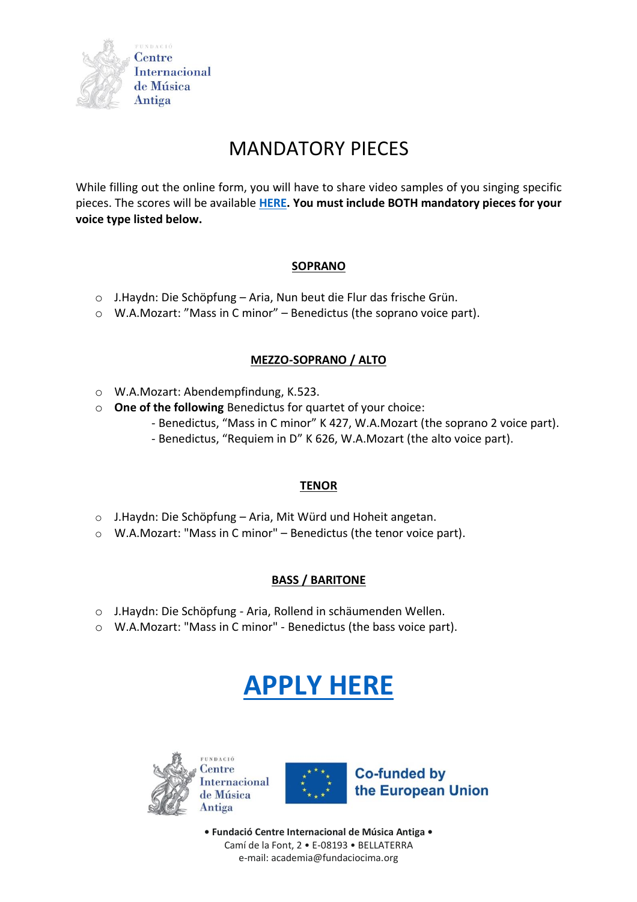# MANDATORY PIECES

While filling out the online form, you will have to share video samples of you singing specific pieces. The scores will be available **HERE**. **You must include BOTH mandatory pieces for your voice type listed below.**

## SOPRANO

- J.Haydn: Die Schöpfung – Aria, Nun beut die Flur das frische Grün.
- W.A.Mozart: "Mass in C minor" – Benedictus (the soprano voice part).

## MEZZO-SOPRANO / ALTO

- W.A.Mozart: Abendempfindung, K.523.
- **One of the following** Benedictus for quartet of your choice:
  - Benedictus, "Mass in C minor" K 427, W.A.Mozart (the soprano 2 voice part).
  - Benedictus, "Requiem in D" K 626, W.A.Mozart (the alto voice part).

## TENOR

- J.Haydn: Die Schöpfung – Aria, Mit Würd und Hoheit angetan.
- W.A.Mozart: "Mass in C minor" – Benedictus (the tenor voice part).

## BASS / BARITONE

- J.Haydn: Die Schöpfung - Aria, Rollend in schäumenden Wellen.
- W.A.Mozart: "Mass in C minor" - Benedictus (the bass voice part).

# APPLY HERE

Co-funded by the European Union

• **Fundació Centre Internacional de Música Antiga** •
Camí de la Font, 2 • E-08193 • BELLATERRA
e-mail: academia@fundaciocima.org